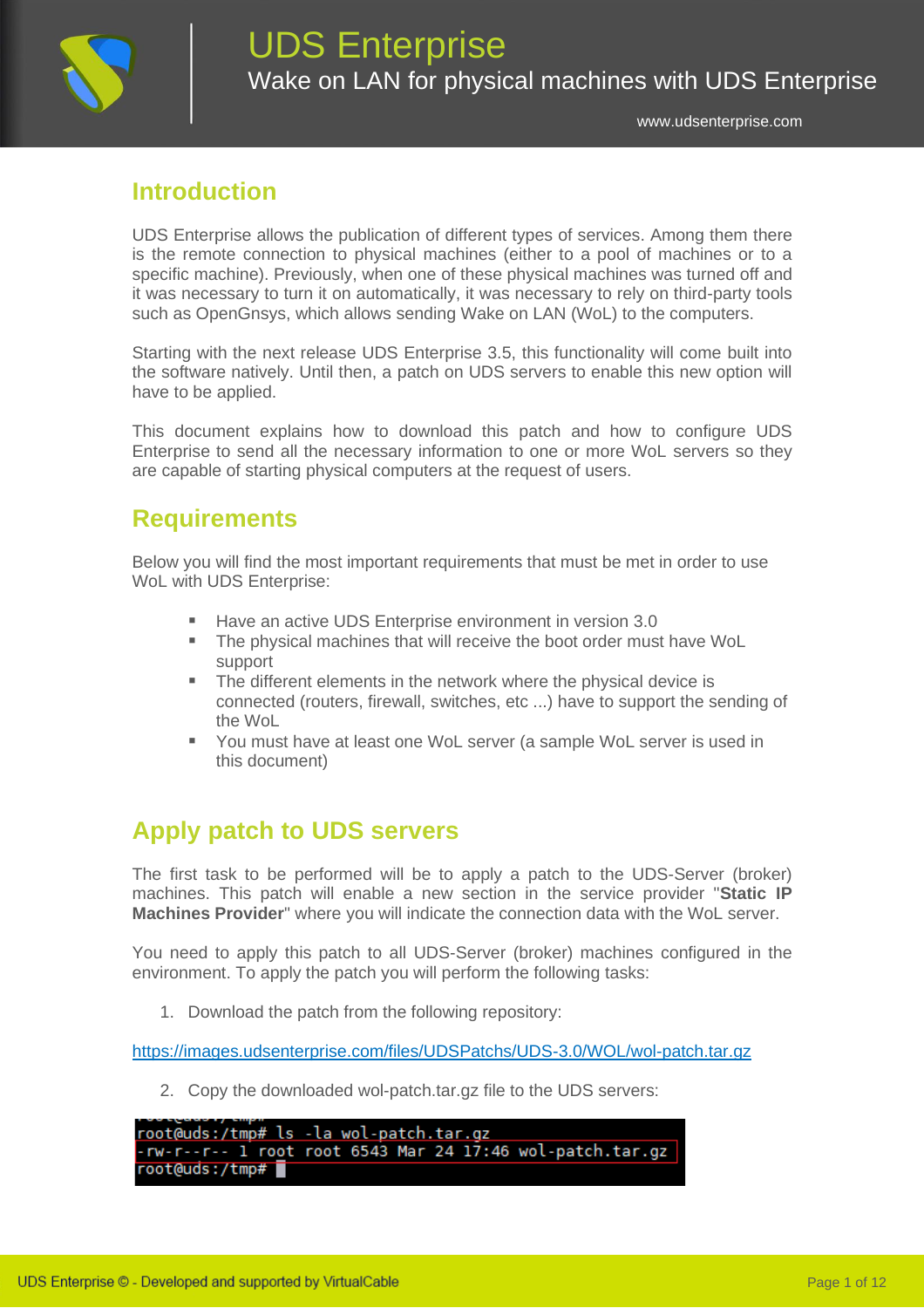# UDS Enterprise

Wake on LAN for physical machines with UDS Enterprise

www.udsenterprise.com

## Introduction

UDS Enterprise allows the publication of different types of services. Among them there is the remote connection to physical machines (either to a pool of machines or to a specific machine). Previously, when one of these physical machines was turned off and it was necessary to turn it on automatically, it was necessary to rely on third-party tools such as OpenGnsys, which allows sending Wake on LAN (WoL) to the computers.

Starting with the next release UDS Enterprise 3.5, this functionality will come built into the software natively. Until then, a patch on UDS servers to enable this new option will have to be applied.

This document explains how to download this patch and how to configure UDS Enterprise to send all the necessary information to one or more WoL servers so they are capable of starting physical computers at the request of users.

## Requirements

Below you will find the most important requirements that must be met in order to use WoL with UDS Enterprise:

- Have an active UDS Enterprise environment in version 3.0
- The physical machines that will receive the boot order must have WoL support
- The different elements in the network where the physical device is connected (routers, firewall, switches, etc ...) have to support the sending of the WoL
- You must have at least one WoL server (a sample WoL server is used in this document)

## Apply patch to UDS servers

The first task to be performed will be to apply a patch to the UDS-Server (broker) machines. This patch will enable a new section in the service provider "**Static IP Machines Provider**" where you will indicate the connection data with the WoL server.

You need to apply this patch to all UDS-Server (broker) machines configured in the environment. To apply the patch you will perform the following tasks:

1. Download the patch from the following repository:

https://images.udsenterprise.com/files/UDSPatchs/UDS-3.0/WOL/wol-patch.tar.gz

2. Copy the downloaded wol-patch.tar.gz file to the UDS servers:

```
root@uds:/tmp# ls -la wol-patch.tar.gz
-rw-r--r-- 1 root root 6543 Mar 24 17:46 wol-patch.tar.gz
root@uds:/tmp#
```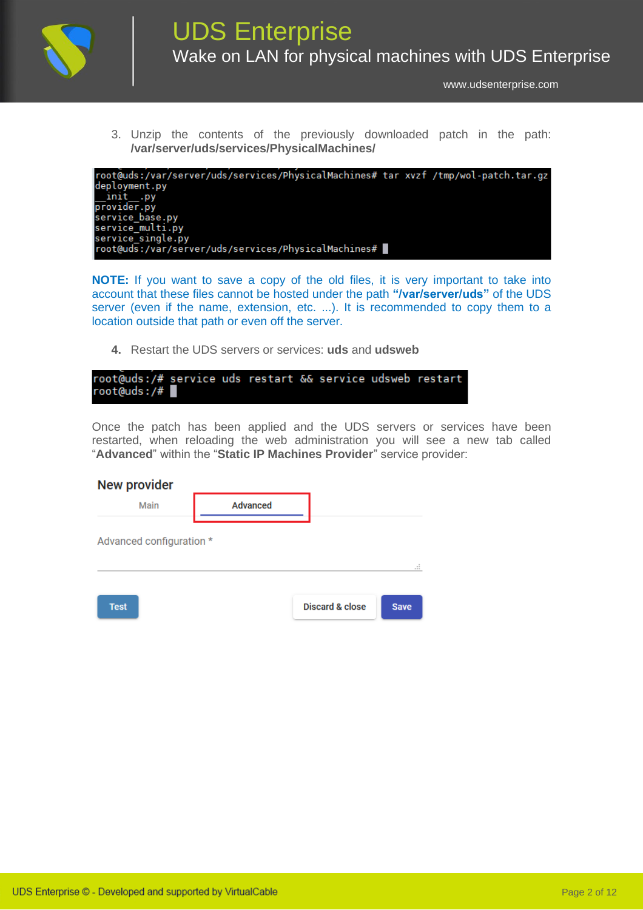3. Unzip the contents of the previously downloaded patch in the path: **/var/server/uds/services/PhysicalMachines/**

```
root@uds:/var/server/uds/services/PhysicalMachines# tar xvzf /tmp/wol-patch.tar.gz
deployment.py
__init__.py
provider.py
service_base.py
service_multi.py
service_single.py
root@uds:/var/server/uds/services/PhysicalMachines#
```

**NOTE:** If you want to save a copy of the old files, it is very important to take into account that these files cannot be hosted under the path **"/var/server/uds"** of the UDS server (even if the name, extension, etc. ...). It is recommended to copy them to a location outside that path or even off the server.

4. Restart the UDS servers or services: **uds** and **udsweb**

```
root@uds:/# service uds restart && service udsweb restart
root@uds:/#
```

Once the patch has been applied and the UDS servers or services have been restarted, when reloading the web administration you will see a new tab called "**Advanced**" within the "**Static IP Machines Provider**" service provider:

**New provider**

Main | Advanced

Advanced configuration *

Test | Discard & close | Save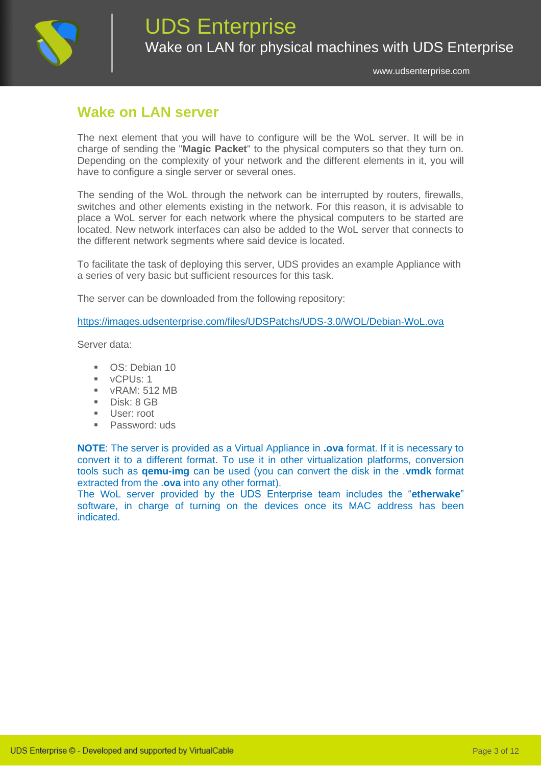## Wake on LAN server

The next element that you will have to configure will be the WoL server. It will be in charge of sending the "**Magic Packet**" to the physical computers so that they turn on. Depending on the complexity of your network and the different elements in it, you will have to configure a single server or several ones.

The sending of the WoL through the network can be interrupted by routers, firewalls, switches and other elements existing in the network. For this reason, it is advisable to place a WoL server for each network where the physical computers to be started are located. New network interfaces can also be added to the WoL server that connects to the different network segments where said device is located.

To facilitate the task of deploying this server, UDS provides an example Appliance with a series of very basic but sufficient resources for this task.

The server can be downloaded from the following repository:

https://images.udsenterprise.com/files/UDSPatchs/UDS-3.0/WOL/Debian-WoL.ova

Server data:

- OS: Debian 10
- vCPUs: 1
- vRAM: 512 MB
- Disk: 8 GB
- User: root
- Password: uds

**NOTE**: The server is provided as a Virtual Appliance in **.ova** format. If it is necessary to convert it to a different format. To use it in other virtualization platforms, conversion tools such as **qemu-img** can be used (you can convert the disk in the .**vmdk** format extracted from the .**ova** into any other format).
The WoL server provided by the UDS Enterprise team includes the "**etherwake**" software, in charge of turning on the devices once its MAC address has been indicated.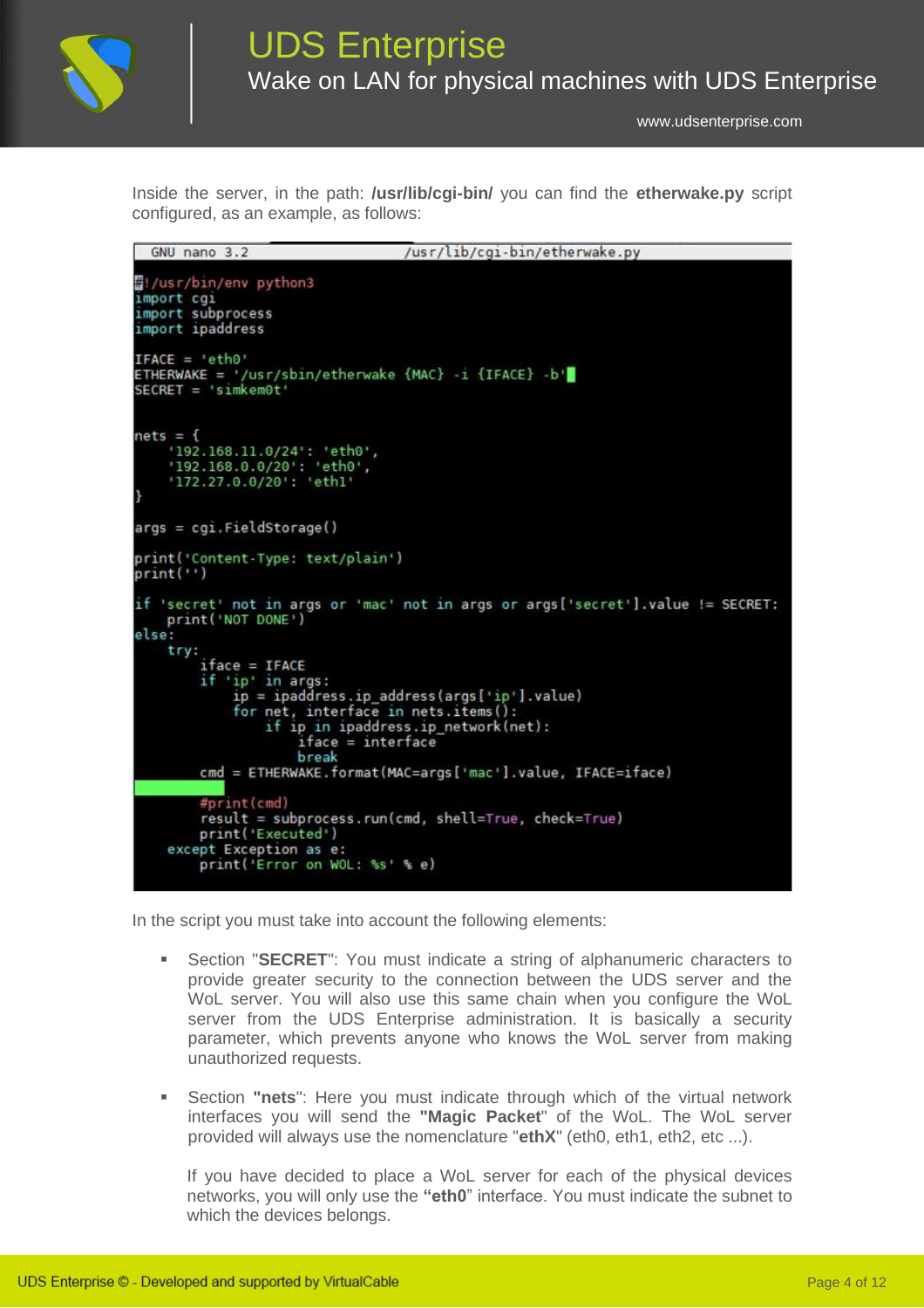Inside the server, in the path: **/usr/lib/cgi-bin/** you can find the **etherwake.py** script configured, as an example, as follows:

```
GNU nano 3.2                         /usr/lib/cgi-bin/etherwake.py

#!/usr/bin/env python3
import cgi
import subprocess
import ipaddress

IFACE = 'eth0'
ETHERWAKE = '/usr/sbin/etherwake {MAC} -i {IFACE} -b'
SECRET = 'simkem0t'


nets = {
    '192.168.11.0/24': 'eth0',
    '192.168.0.0/20': 'eth0',
    '172.27.0.0/20': 'eth1'
}

args = cgi.FieldStorage()

print('Content-Type: text/plain')
print('')

if 'secret' not in args or 'mac' not in args or args['secret'].value != SECRET:
    print('NOT DONE')
else:
    try:
        iface = IFACE
        if 'ip' in args:
            ip = ipaddress.ip_address(args['ip'].value)
            for net, interface in nets.items():
                if ip in ipaddress.ip_network(net):
                    iface = interface
                    break
        cmd = ETHERWAKE.format(MAC=args['mac'].value, IFACE=iface)

        #print(cmd)
        result = subprocess.run(cmd, shell=True, check=True)
        print('Executed')
    except Exception as e:
        print('Error on WOL: %s' % e)
```

In the script you must take into account the following elements:

- Section "**SECRET**": You must indicate a string of alphanumeric characters to provide greater security to the connection between the UDS server and the WoL server. You will also use this same chain when you configure the WoL server from the UDS Enterprise administration. It is basically a security parameter, which prevents anyone who knows the WoL server from making unauthorized requests.

- Section "**nets**": Here you must indicate through which of the virtual network interfaces you will send the "**Magic Packet**" of the WoL. The WoL server provided will always use the nomenclature "**ethX**" (eth0, eth1, eth2, etc ...).

  If you have decided to place a WoL server for each of the physical devices networks, you will only use the "**eth0**" interface. You must indicate the subnet to which the devices belongs.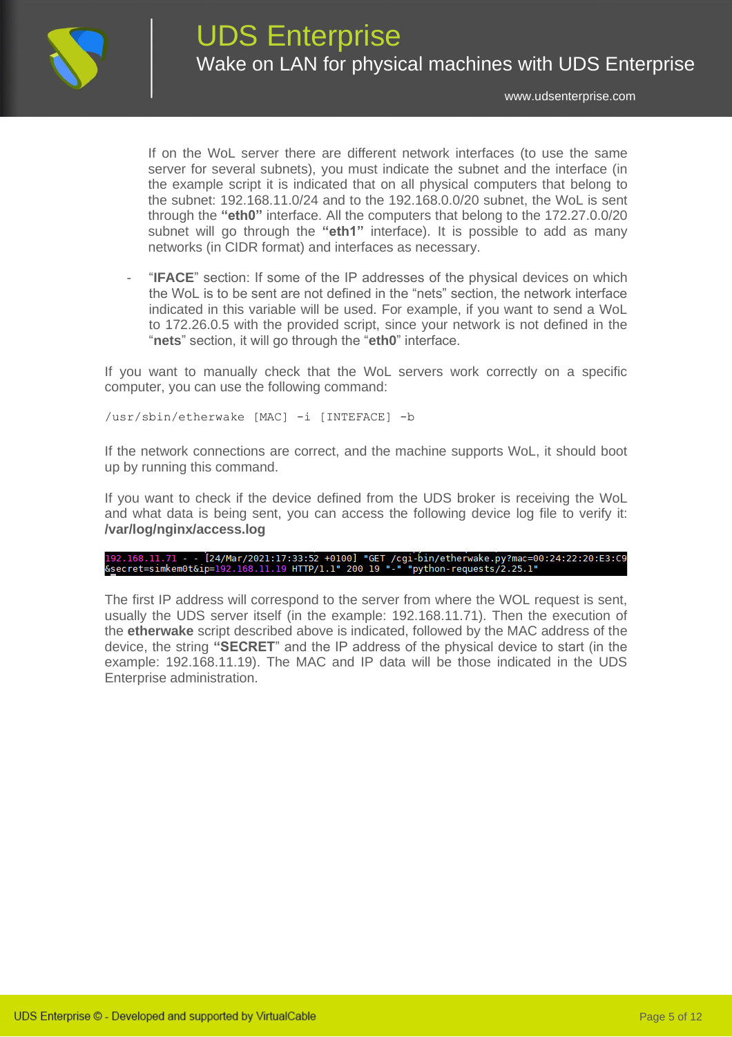If on the WoL server there are different network interfaces (to use the same server for several subnets), you must indicate the subnet and the interface (in the example script it is indicated that on all physical computers that belong to the subnet: 192.168.11.0/24 and to the 192.168.0.0/20 subnet, the WoL is sent through the **"eth0"** interface. All the computers that belong to the 172.27.0.0/20 subnet will go through the **"eth1"** interface). It is possible to add as many networks (in CIDR format) and interfaces as necessary.

- "**IFACE**" section: If some of the IP addresses of the physical devices on which the WoL is to be sent are not defined in the "nets" section, the network interface indicated in this variable will be used. For example, if you want to send a WoL to 172.26.0.5 with the provided script, since your network is not defined in the "**nets**" section, it will go through the "**eth0**" interface.

If you want to manually check that the WoL servers work correctly on a specific computer, you can use the following command:

```
/usr/sbin/etherwake [MAC] -i [INTEFACE] -b
```

If the network connections are correct, and the machine supports WoL, it should boot up by running this command.

If you want to check if the device defined from the UDS broker is receiving the WoL and what data is being sent, you can access the following device log file to verify it: **/var/log/nginx/access.log**

```
192.168.11.71 - - [24/Mar/2021:17:33:52 +0100] "GET /cgi-bin/etherwake.py?mac=00:24:22:20:E3:C9
&secret=simkem0t&ip=192.168.11.19 HTTP/1.1" 200 19 "-" "python-requests/2.25.1"
```

The first IP address will correspond to the server from where the WOL request is sent, usually the UDS server itself (in the example: 192.168.11.71). Then the execution of the **etherwake** script described above is indicated, followed by the MAC address of the device, the string **"SECRET"** and the IP address of the physical device to start (in the example: 192.168.11.19). The MAC and IP data will be those indicated in the UDS Enterprise administration.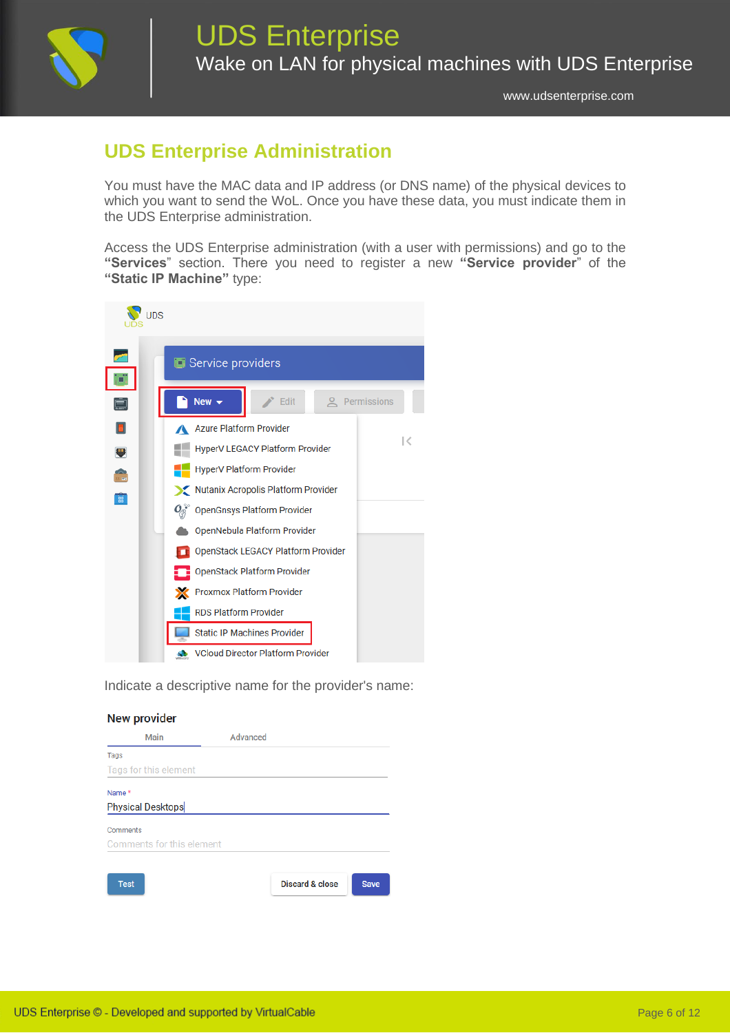## UDS Enterprise Administration

You must have the MAC data and IP address (or DNS name) of the physical devices to which you want to send the WoL. Once you have these data, you must indicate them in the UDS Enterprise administration.

Access the UDS Enterprise administration (with a user with permissions) and go to the **"Services"** section. There you need to register a new **"Service provider"** of the **"Static IP Machine"** type:

Indicate a descriptive name for the provider's name: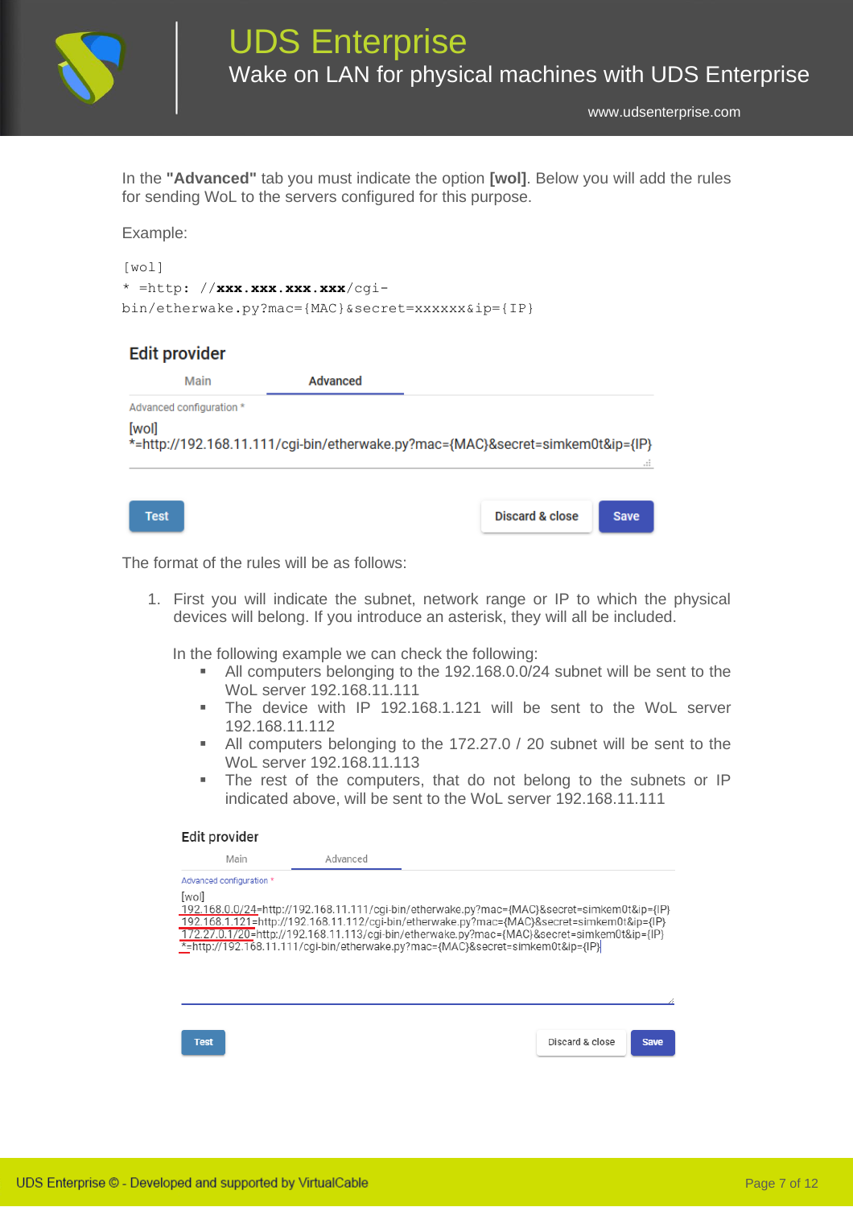In the **"Advanced"** tab you must indicate the option **[wol]**. Below you will add the rules for sending WoL to the servers configured for this purpose.

Example:

```
[wol]
* =http: //xxx.xxx.xxx.xxx/cgi-
bin/etherwake.py?mac={MAC}&secret=xxxxxx&ip={IP}
```

**Edit provider**

Main | **Advanced**

Advanced configuration *

```
[wol]
*=http://192.168.11.111/cgi-bin/etherwake.py?mac={MAC}&secret=simkem0t&ip={IP}
```

Test | Discard & close | Save

The format of the rules will be as follows:

1. First you will indicate the subnet, network range or IP to which the physical devices will belong. If you introduce an asterisk, they will all be included.

   In the following example we can check the following:
   - All computers belonging to the 192.168.0.0/24 subnet will be sent to the WoL server 192.168.11.111
   - The device with IP 192.168.1.121 will be sent to the WoL server 192.168.11.112
   - All computers belonging to the 172.27.0 / 20 subnet will be sent to the WoL server 192.168.11.113
   - The rest of the computers, that do not belong to the subnets or IP indicated above, will be sent to the WoL server 192.168.11.111

**Edit provider**

Main | Advanced

Advanced configuration *

```
[wol]
192.168.0.0/24=http://192.168.11.111/cgi-bin/etherwake.py?mac={MAC}&secret=simkem0t&ip={IP}
192.168.1.121=http://192.168.11.112/cgi-bin/etherwake.py?mac={MAC}&secret=simkem0t&ip={IP}
172.27.0.1/20=http://192.168.11.113/cgi-bin/etherwake.py?mac={MAC}&secret=simkem0t&ip={IP}
*=http://192.168.11.111/cgi-bin/etherwake.py?mac={MAC}&secret=simkem0t&ip={IP}
```

Test | Discard & close | Save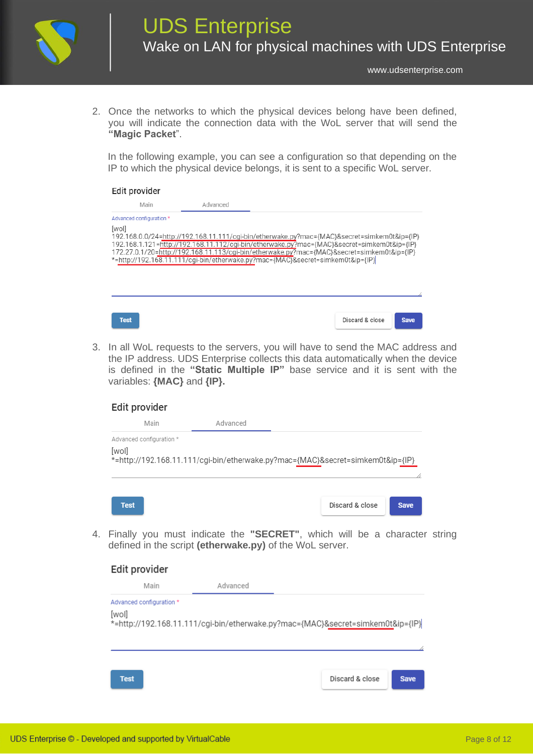2. Once the networks to which the physical devices belong have been defined, you will indicate the connection data with the WoL server that will send the **"Magic Packet"**.

   In the following example, you can see a configuration so that depending on the IP to which the physical device belongs, it is sent to a specific WoL server.

   **Edit provider**

   Main | Advanced

   Advanced configuration *

   ```
   [wol]
   192.168.0.0/24=http://192.168.11.111/cgi-bin/etherwake.py?mac={MAC}&secret=simkem0t&ip={IP}
   192.168.1.121=http://192.168.11.112/cgi-bin/etherwake.py?mac={MAC}&secret=simkem0t&ip={IP}
   172.27.0.1/20=http://192.168.11.113/cgi-bin/etherwake.py?mac={MAC}&secret=simkem0t&ip={IP}
   *=http://192.168.11.111/cgi-bin/etherwake.py?mac={MAC}&secret=simkem0t&ip={IP}
   ```

   Test | Discard & close | Save

3. In all WoL requests to the servers, you will have to send the MAC address and the IP address. UDS Enterprise collects this data automatically when the device is defined in the **"Static Multiple IP"** base service and it is sent with the variables: **{MAC}** and **{IP}.**

   **Edit provider**

   Main | Advanced

   Advanced configuration *

   ```
   [wol]
   *=http://192.168.11.111/cgi-bin/etherwake.py?mac={MAC}&secret=simkem0t&ip={IP}
   ```

   Test | Discard & close | Save

4. Finally you must indicate the **"SECRET"**, which will be a character string defined in the script **(etherwake.py)** of the WoL server.

   **Edit provider**

   Main | Advanced

   Advanced configuration *

   ```
   [wol]
   *=http://192.168.11.111/cgi-bin/etherwake.py?mac={MAC}&secret=simkem0t&ip={IP}
   ```

   Test | Discard & close | Save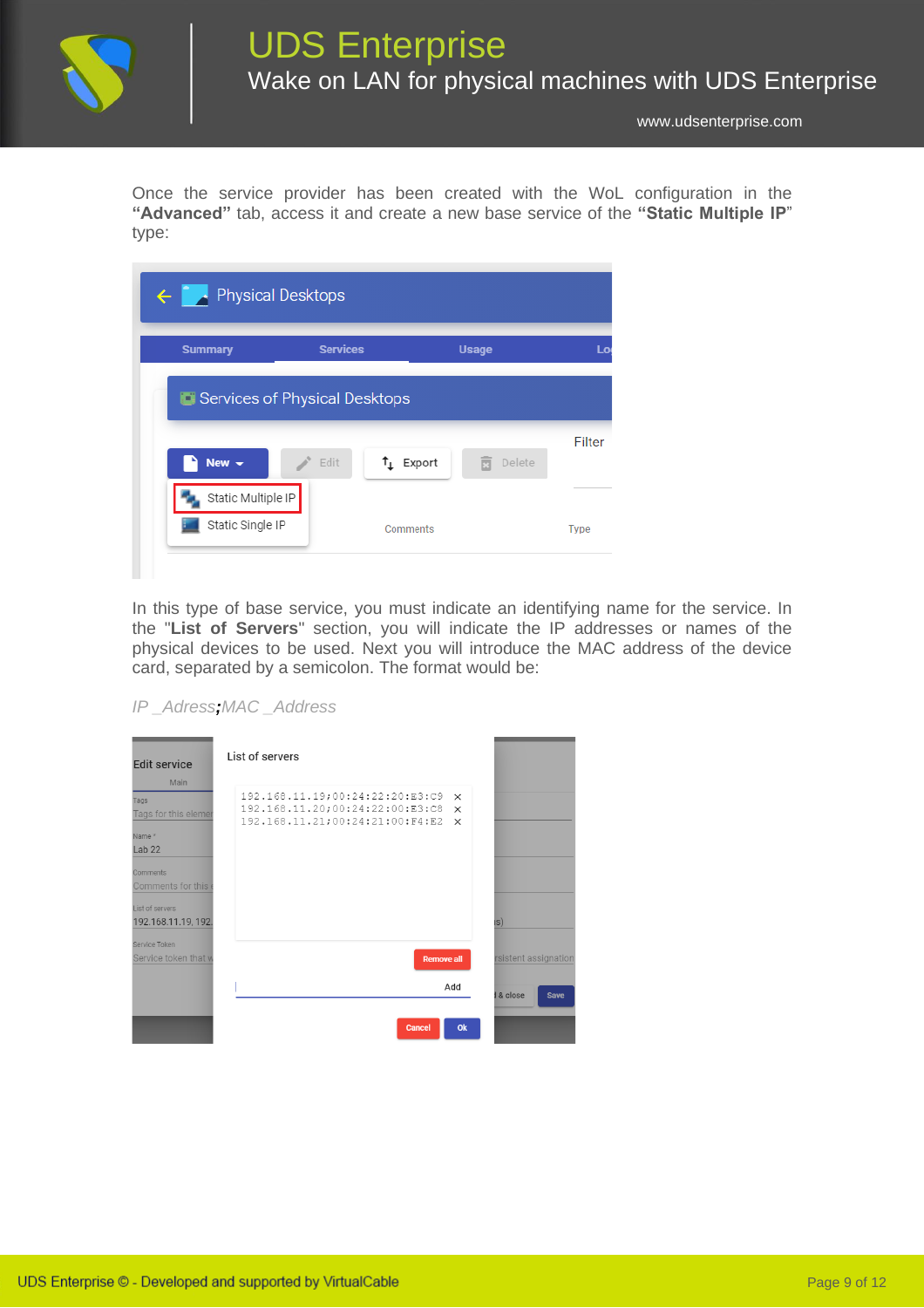Once the service provider has been created with the WoL configuration in the **“Advanced”** tab, access it and create a new base service of the **“Static Multiple IP**” type:

In this type of base service, you must indicate an identifying name for the service. In the "**List of Servers**" section, you will indicate the IP addresses or names of the physical devices to be used. Next you will introduce the MAC address of the device card, separated by a semicolon. The format would be:

*IP _Adress*;*MAC _Address*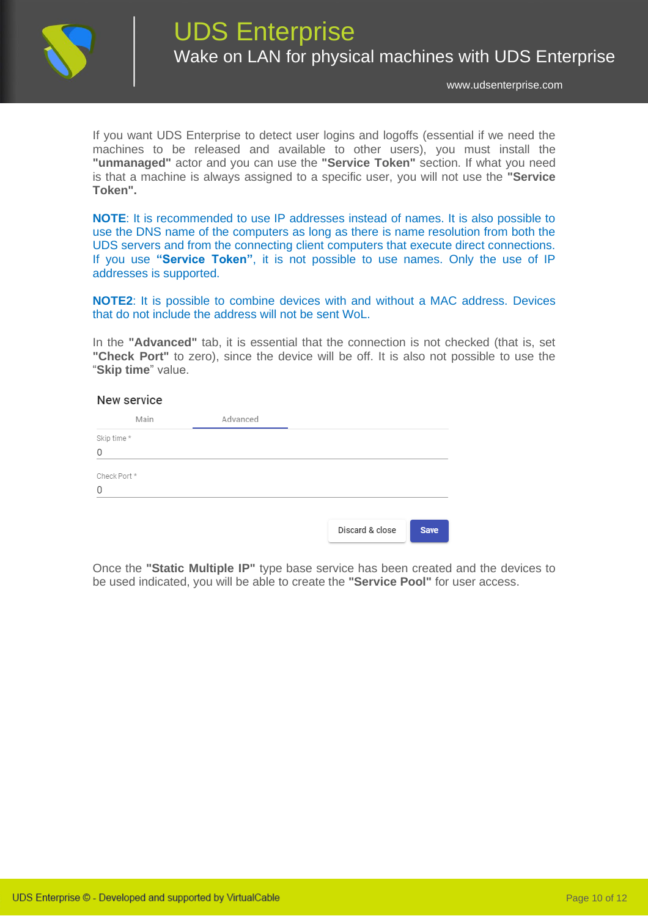If you want UDS Enterprise to detect user logins and logoffs (essential if we need the machines to be released and available to other users), you must install the **"unmanaged"** actor and you can use the **"Service Token"** section. If what you need is that a machine is always assigned to a specific user, you will not use the **"Service Token".**

**NOTE**: It is recommended to use IP addresses instead of names. It is also possible to use the DNS name of the computers as long as there is name resolution from both the UDS servers and from the connecting client computers that execute direct connections. If you use **"Service Token"**, it is not possible to use names. Only the use of IP addresses is supported.

**NOTE2**: It is possible to combine devices with and without a MAC address. Devices that do not include the address will not be sent WoL.

In the **"Advanced"** tab, it is essential that the connection is not checked (that is, set **"Check Port"** to zero), since the device will be off. It is also not possible to use the "**Skip time**" value.

New service

Main | Advanced

Skip time *
0

Check Port *
0

Discard & close | Save

Once the **"Static Multiple IP"** type base service has been created and the devices to be used indicated, you will be able to create the **"Service Pool"** for user access.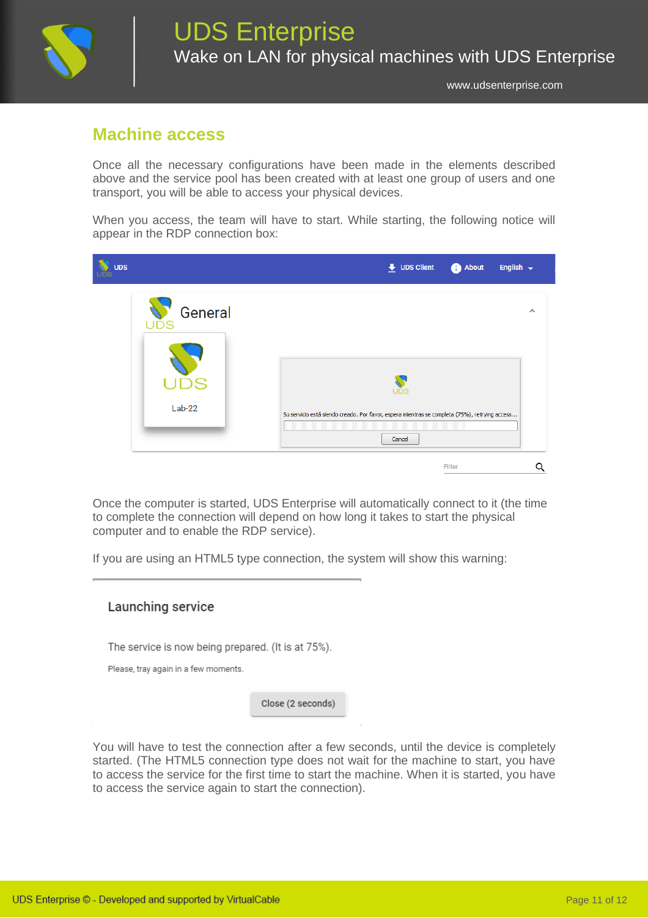## Machine access

Once all the necessary configurations have been made in the elements described above and the service pool has been created with at least one group of users and one transport, you will be able to access your physical devices.

When you access, the team will have to start. While starting, the following notice will appear in the RDP connection box:

Once the computer is started, UDS Enterprise will automatically connect to it (the time to complete the connection will depend on how long it takes to start the physical computer and to enable the RDP service).

If you are using an HTML5 type connection, the system will show this warning:

You will have to test the connection after a few seconds, until the device is completely started. (The HTML5 connection type does not wait for the machine to start, you have to access the service for the first time to start the machine. When it is started, you have to access the service again to start the connection).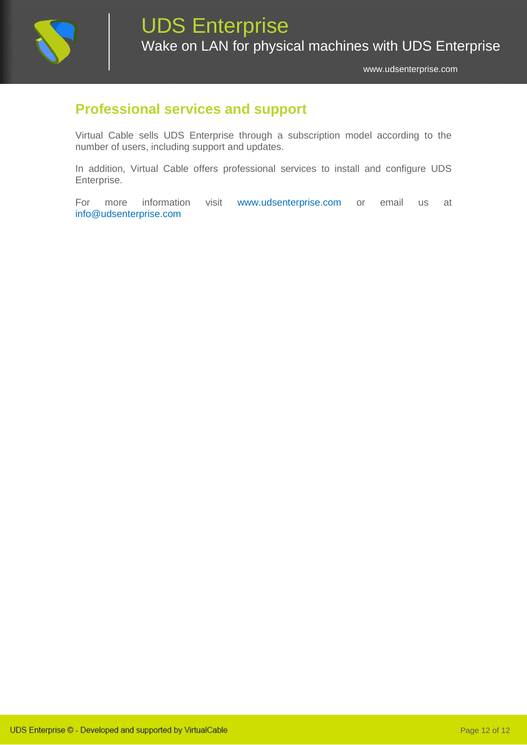## Professional services and support

Virtual Cable sells UDS Enterprise through a subscription model according to the number of users, including support and updates.

In addition, Virtual Cable offers professional services to install and configure UDS Enterprise.

For more information visit www.udsenterprise.com or email us at info@udsenterprise.com